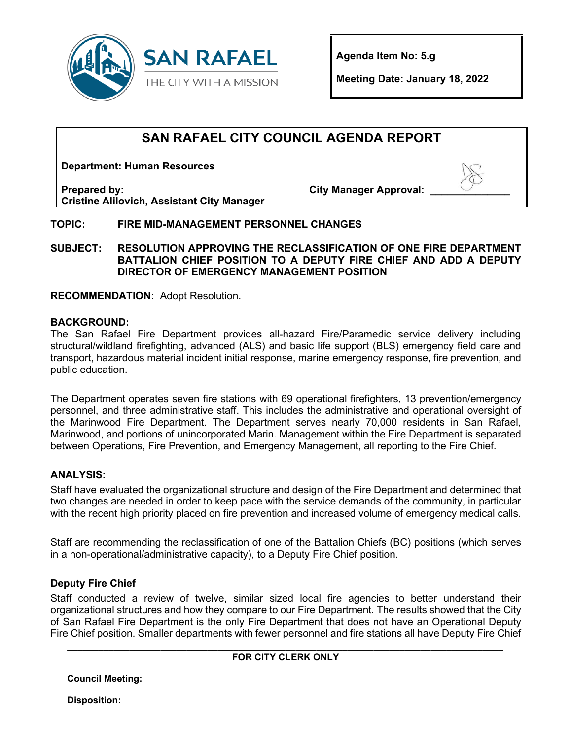SAN RAFAEL
THE CITY WITH A MISSION

**Agenda Item No: 5.g**

**Meeting Date: January 18, 2022**

# SAN RAFAEL CITY COUNCIL AGENDA REPORT

**Department: Human Resources**

**Prepared by:** **Cristine Alilovich, Assistant City Manager**

**City Manager Approval:** ______________

**TOPIC:** **FIRE MID-MANAGEMENT PERSONNEL CHANGES**

**SUBJECT:** **RESOLUTION APPROVING THE RECLASSIFICATION OF ONE FIRE DEPARTMENT BATTALION CHIEF POSITION TO A DEPUTY FIRE CHIEF AND ADD A DEPUTY DIRECTOR OF EMERGENCY MANAGEMENT POSITION**

**RECOMMENDATION:** Adopt Resolution.

## BACKGROUND:

The San Rafael Fire Department provides all-hazard Fire/Paramedic service delivery including structural/wildland firefighting, advanced (ALS) and basic life support (BLS) emergency field care and transport, hazardous material incident initial response, marine emergency response, fire prevention, and public education.

The Department operates seven fire stations with 69 operational firefighters, 13 prevention/emergency personnel, and three administrative staff. This includes the administrative and operational oversight of the Marinwood Fire Department. The Department serves nearly 70,000 residents in San Rafael, Marinwood, and portions of unincorporated Marin. Management within the Fire Department is separated between Operations, Fire Prevention, and Emergency Management, all reporting to the Fire Chief.

## ANALYSIS:

Staff have evaluated the organizational structure and design of the Fire Department and determined that two changes are needed in order to keep pace with the service demands of the community, in particular with the recent high priority placed on fire prevention and increased volume of emergency medical calls.

Staff are recommending the reclassification of one of the Battalion Chiefs (BC) positions (which serves in a non-operational/administrative capacity), to a Deputy Fire Chief position.

### Deputy Fire Chief

Staff conducted a review of twelve, similar sized local fire agencies to better understand their organizational structures and how they compare to our Fire Department. The results showed that the City of San Rafael Fire Department is the only Fire Department that does not have an Operational Deputy Fire Chief position. Smaller departments with fewer personnel and fire stations all have Deputy Fire Chief

**FOR CITY CLERK ONLY**

**Council Meeting:**

**Disposition:**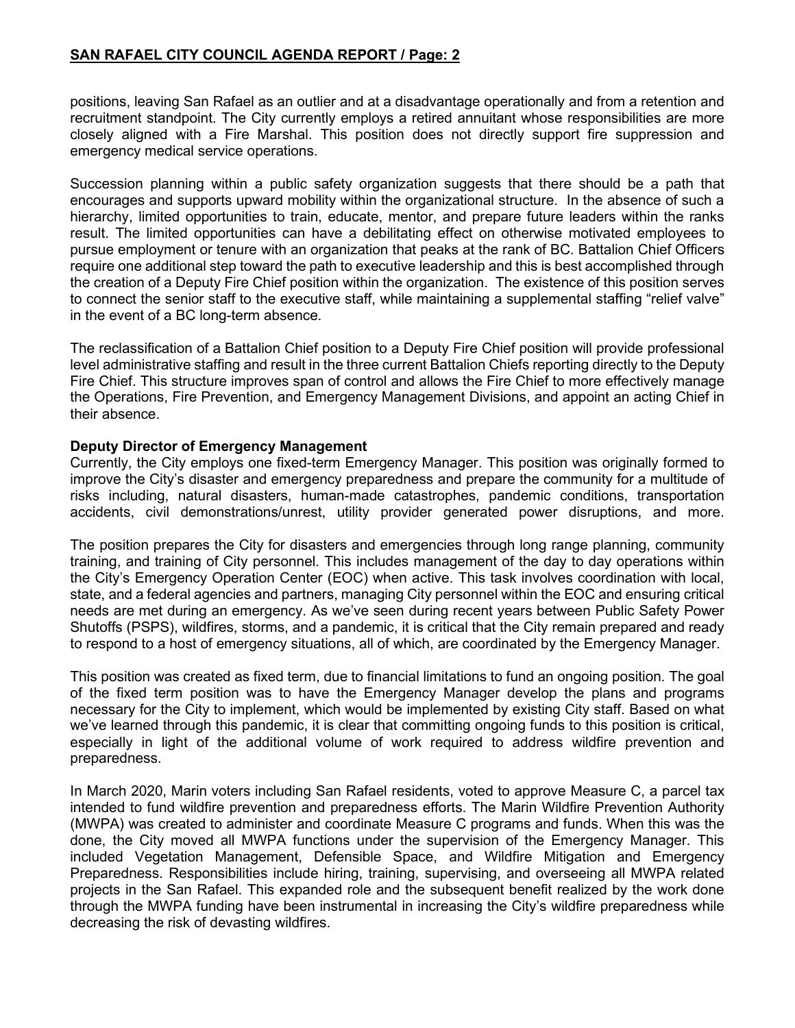positions, leaving San Rafael as an outlier and at a disadvantage operationally and from a retention and recruitment standpoint. The City currently employs a retired annuitant whose responsibilities are more closely aligned with a Fire Marshal. This position does not directly support fire suppression and emergency medical service operations.

Succession planning within a public safety organization suggests that there should be a path that encourages and supports upward mobility within the organizational structure. In the absence of such a hierarchy, limited opportunities to train, educate, mentor, and prepare future leaders within the ranks result. The limited opportunities can have a debilitating effect on otherwise motivated employees to pursue employment or tenure with an organization that peaks at the rank of BC. Battalion Chief Officers require one additional step toward the path to executive leadership and this is best accomplished through the creation of a Deputy Fire Chief position within the organization. The existence of this position serves to connect the senior staff to the executive staff, while maintaining a supplemental staffing "relief valve" in the event of a BC long-term absence.

The reclassification of a Battalion Chief position to a Deputy Fire Chief position will provide professional level administrative staffing and result in the three current Battalion Chiefs reporting directly to the Deputy Fire Chief. This structure improves span of control and allows the Fire Chief to more effectively manage the Operations, Fire Prevention, and Emergency Management Divisions, and appoint an acting Chief in their absence.

**Deputy Director of Emergency Management**

Currently, the City employs one fixed-term Emergency Manager. This position was originally formed to improve the City's disaster and emergency preparedness and prepare the community for a multitude of risks including, natural disasters, human-made catastrophes, pandemic conditions, transportation accidents, civil demonstrations/unrest, utility provider generated power disruptions, and more.

The position prepares the City for disasters and emergencies through long range planning, community training, and training of City personnel. This includes management of the day to day operations within the City's Emergency Operation Center (EOC) when active. This task involves coordination with local, state, and a federal agencies and partners, managing City personnel within the EOC and ensuring critical needs are met during an emergency. As we've seen during recent years between Public Safety Power Shutoffs (PSPS), wildfires, storms, and a pandemic, it is critical that the City remain prepared and ready to respond to a host of emergency situations, all of which, are coordinated by the Emergency Manager.

This position was created as fixed term, due to financial limitations to fund an ongoing position. The goal of the fixed term position was to have the Emergency Manager develop the plans and programs necessary for the City to implement, which would be implemented by existing City staff. Based on what we've learned through this pandemic, it is clear that committing ongoing funds to this position is critical, especially in light of the additional volume of work required to address wildfire prevention and preparedness.

In March 2020, Marin voters including San Rafael residents, voted to approve Measure C, a parcel tax intended to fund wildfire prevention and preparedness efforts. The Marin Wildfire Prevention Authority (MWPA) was created to administer and coordinate Measure C programs and funds. When this was the done, the City moved all MWPA functions under the supervision of the Emergency Manager. This included Vegetation Management, Defensible Space, and Wildfire Mitigation and Emergency Preparedness. Responsibilities include hiring, training, supervising, and overseeing all MWPA related projects in the San Rafael. This expanded role and the subsequent benefit realized by the work done through the MWPA funding have been instrumental in increasing the City's wildfire preparedness while decreasing the risk of devasting wildfires.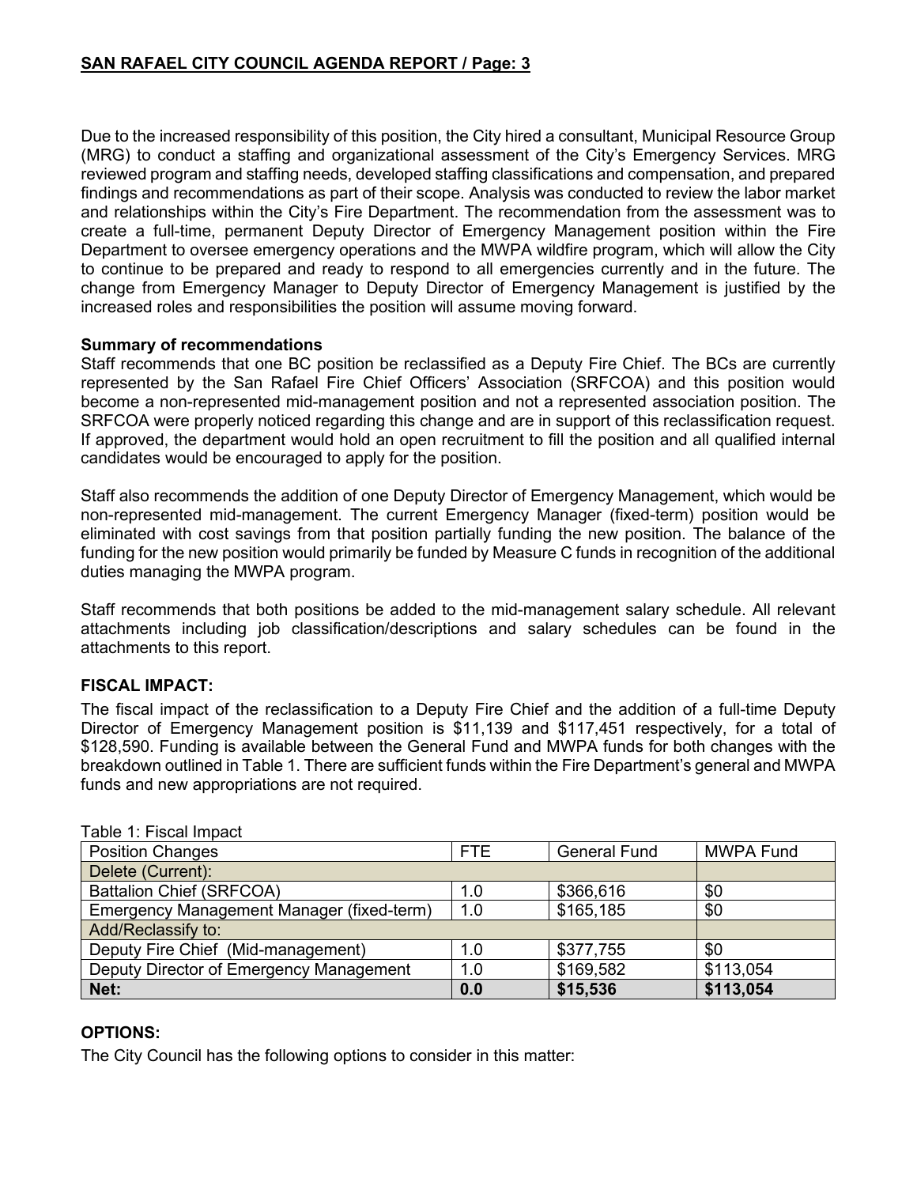Due to the increased responsibility of this position, the City hired a consultant, Municipal Resource Group (MRG) to conduct a staffing and organizational assessment of the City's Emergency Services. MRG reviewed program and staffing needs, developed staffing classifications and compensation, and prepared findings and recommendations as part of their scope. Analysis was conducted to review the labor market and relationships within the City's Fire Department. The recommendation from the assessment was to create a full-time, permanent Deputy Director of Emergency Management position within the Fire Department to oversee emergency operations and the MWPA wildfire program, which will allow the City to continue to be prepared and ready to respond to all emergencies currently and in the future. The change from Emergency Manager to Deputy Director of Emergency Management is justified by the increased roles and responsibilities the position will assume moving forward.

**Summary of recommendations**

Staff recommends that one BC position be reclassified as a Deputy Fire Chief. The BCs are currently represented by the San Rafael Fire Chief Officers' Association (SRFCOA) and this position would become a non-represented mid-management position and not a represented association position. The SRFCOA were properly noticed regarding this change and are in support of this reclassification request. If approved, the department would hold an open recruitment to fill the position and all qualified internal candidates would be encouraged to apply for the position.

Staff also recommends the addition of one Deputy Director of Emergency Management, which would be non-represented mid-management. The current Emergency Manager (fixed-term) position would be eliminated with cost savings from that position partially funding the new position. The balance of the funding for the new position would primarily be funded by Measure C funds in recognition of the additional duties managing the MWPA program.

Staff recommends that both positions be added to the mid-management salary schedule. All relevant attachments including job classification/descriptions and salary schedules can be found in the attachments to this report.

## FISCAL IMPACT:

The fiscal impact of the reclassification to a Deputy Fire Chief and the addition of a full-time Deputy Director of Emergency Management position is $11,139 and $117,451 respectively, for a total of $128,590. Funding is available between the General Fund and MWPA funds for both changes with the breakdown outlined in Table 1. There are sufficient funds within the Fire Department's general and MWPA funds and new appropriations are not required.

Table 1: Fiscal Impact

| Position Changes | FTE | General Fund | MWPA Fund |
|---|---|---|---|
| Delete (Current): | | | |
| Battalion Chief (SRFCOA) | 1.0 | $366,616 | $0 |
| Emergency Management Manager (fixed-term) | 1.0 | $165,185 | $0 |
| Add/Reclassify to: | | | |
| Deputy Fire Chief (Mid-management) | 1.0 | $377,755 | $0 |
| Deputy Director of Emergency Management | 1.0 | $169,582 | $113,054 |
| **Net:** | **0.0** | **$15,536** | **$113,054** |

## OPTIONS:

The City Council has the following options to consider in this matter: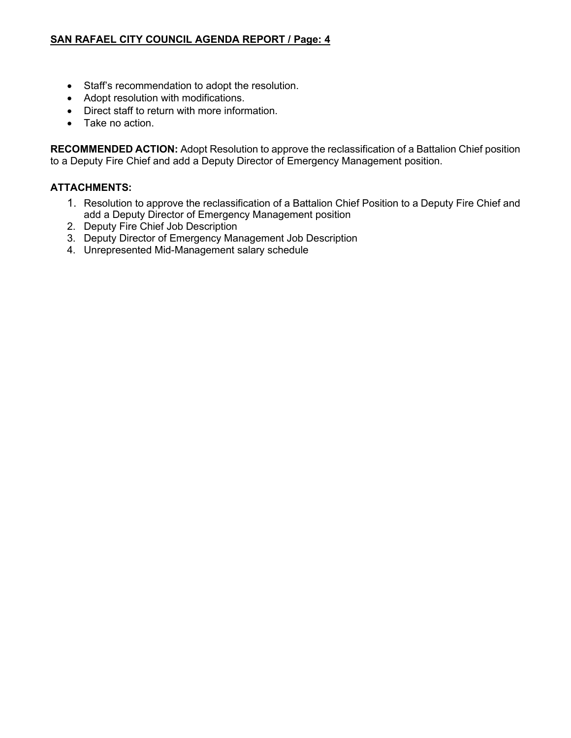- Staff's recommendation to adopt the resolution.
- Adopt resolution with modifications.
- Direct staff to return with more information.
- Take no action.

**RECOMMENDED ACTION:** Adopt Resolution to approve the reclassification of a Battalion Chief position to a Deputy Fire Chief and add a Deputy Director of Emergency Management position.

**ATTACHMENTS:**

1. Resolution to approve the reclassification of a Battalion Chief Position to a Deputy Fire Chief and add a Deputy Director of Emergency Management position
2. Deputy Fire Chief Job Description
3. Deputy Director of Emergency Management Job Description
4. Unrepresented Mid-Management salary schedule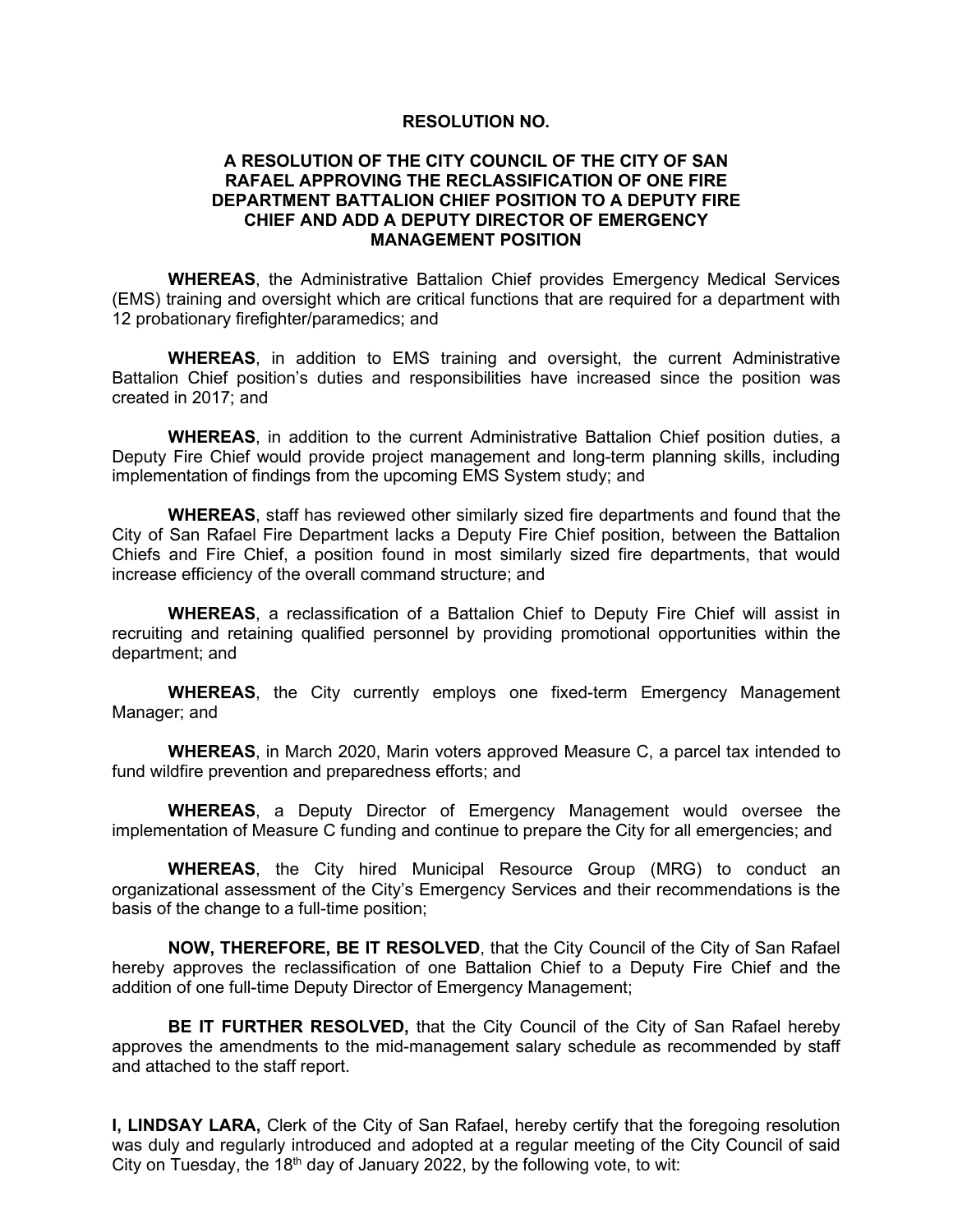**RESOLUTION NO.**

**A RESOLUTION OF THE CITY COUNCIL OF THE CITY OF SAN RAFAEL APPROVING THE RECLASSIFICATION OF ONE FIRE DEPARTMENT BATTALION CHIEF POSITION TO A DEPUTY FIRE CHIEF AND ADD A DEPUTY DIRECTOR OF EMERGENCY MANAGEMENT POSITION**

**WHEREAS**, the Administrative Battalion Chief provides Emergency Medical Services (EMS) training and oversight which are critical functions that are required for a department with 12 probationary firefighter/paramedics; and

**WHEREAS**, in addition to EMS training and oversight, the current Administrative Battalion Chief position's duties and responsibilities have increased since the position was created in 2017; and

**WHEREAS**, in addition to the current Administrative Battalion Chief position duties, a Deputy Fire Chief would provide project management and long-term planning skills, including implementation of findings from the upcoming EMS System study; and

**WHEREAS**, staff has reviewed other similarly sized fire departments and found that the City of San Rafael Fire Department lacks a Deputy Fire Chief position, between the Battalion Chiefs and Fire Chief, a position found in most similarly sized fire departments, that would increase efficiency of the overall command structure; and

**WHEREAS**, a reclassification of a Battalion Chief to Deputy Fire Chief will assist in recruiting and retaining qualified personnel by providing promotional opportunities within the department; and

**WHEREAS**, the City currently employs one fixed-term Emergency Management Manager; and

**WHEREAS**, in March 2020, Marin voters approved Measure C, a parcel tax intended to fund wildfire prevention and preparedness efforts; and

**WHEREAS**, a Deputy Director of Emergency Management would oversee the implementation of Measure C funding and continue to prepare the City for all emergencies; and

**WHEREAS**, the City hired Municipal Resource Group (MRG) to conduct an organizational assessment of the City's Emergency Services and their recommendations is the basis of the change to a full-time position;

**NOW, THEREFORE, BE IT RESOLVED**, that the City Council of the City of San Rafael hereby approves the reclassification of one Battalion Chief to a Deputy Fire Chief and the addition of one full-time Deputy Director of Emergency Management;

**BE IT FURTHER RESOLVED,** that the City Council of the City of San Rafael hereby approves the amendments to the mid-management salary schedule as recommended by staff and attached to the staff report.

**I, LINDSAY LARA,** Clerk of the City of San Rafael, hereby certify that the foregoing resolution was duly and regularly introduced and adopted at a regular meeting of the City Council of said City on Tuesday, the 18th day of January 2022, by the following vote, to wit: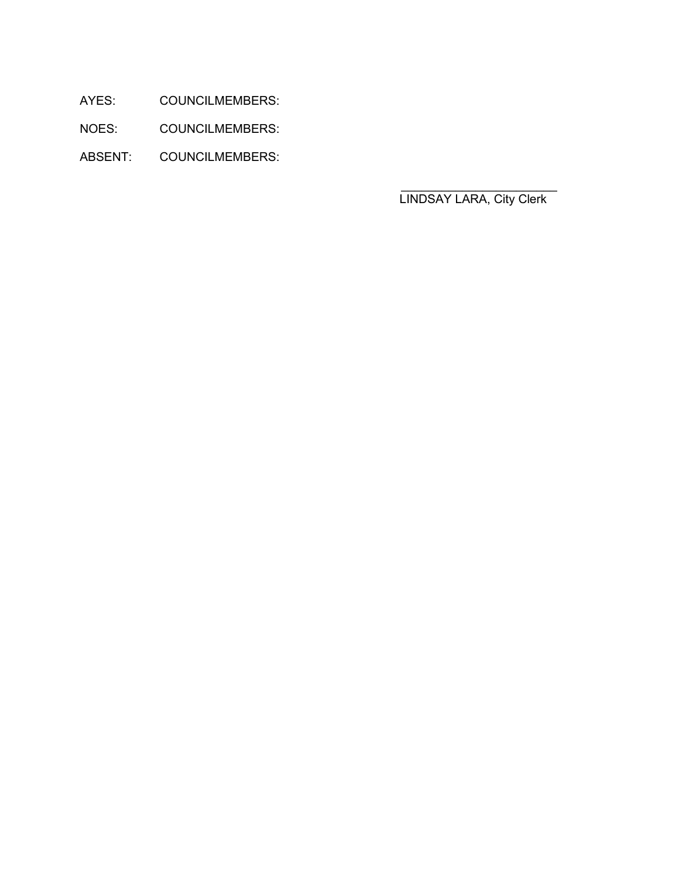AYES: COUNCILMEMBERS:

NOES: COUNCILMEMBERS:

ABSENT: COUNCILMEMBERS:

\_\_\_\_\_\_\_\_\_\_\_\_\_\_\_\_\_\_\_\_\_\_\_\_

LINDSAY LARA, City Clerk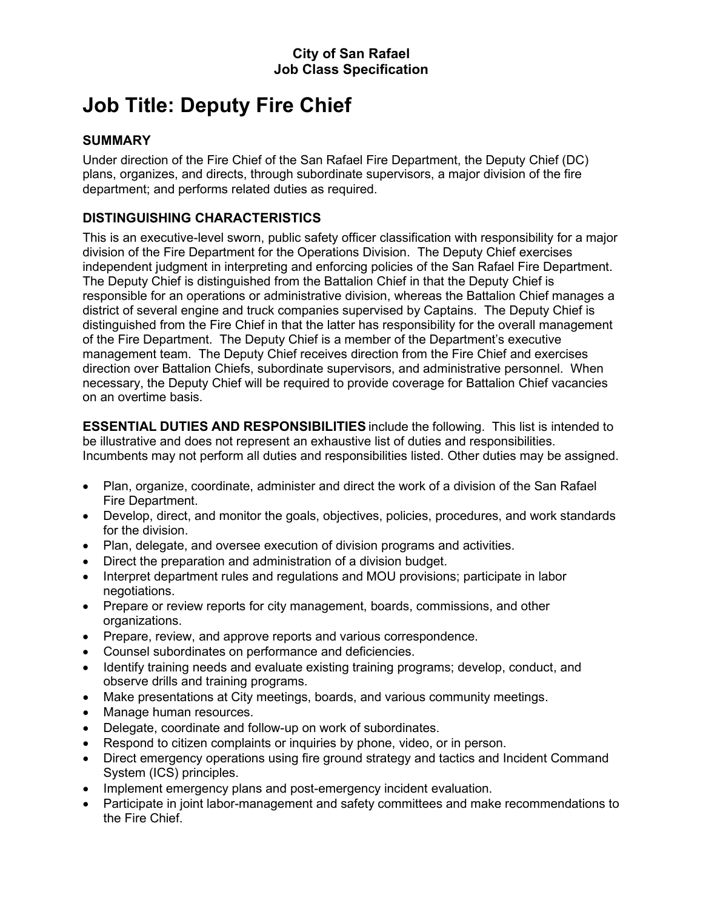**City of San Rafael**
**Job Class Specification**

# Job Title: Deputy Fire Chief

## SUMMARY

Under direction of the Fire Chief of the San Rafael Fire Department, the Deputy Chief (DC) plans, organizes, and directs, through subordinate supervisors, a major division of the fire department; and performs related duties as required.

## DISTINGUISHING CHARACTERISTICS

This is an executive-level sworn, public safety officer classification with responsibility for a major division of the Fire Department for the Operations Division. The Deputy Chief exercises independent judgment in interpreting and enforcing policies of the San Rafael Fire Department. The Deputy Chief is distinguished from the Battalion Chief in that the Deputy Chief is responsible for an operations or administrative division, whereas the Battalion Chief manages a district of several engine and truck companies supervised by Captains. The Deputy Chief is distinguished from the Fire Chief in that the latter has responsibility for the overall management of the Fire Department. The Deputy Chief is a member of the Department's executive management team. The Deputy Chief receives direction from the Fire Chief and exercises direction over Battalion Chiefs, subordinate supervisors, and administrative personnel. When necessary, the Deputy Chief will be required to provide coverage for Battalion Chief vacancies on an overtime basis.

**ESSENTIAL DUTIES AND RESPONSIBILITIES** include the following. This list is intended to be illustrative and does not represent an exhaustive list of duties and responsibilities. Incumbents may not perform all duties and responsibilities listed. Other duties may be assigned.

- Plan, organize, coordinate, administer and direct the work of a division of the San Rafael Fire Department.
- Develop, direct, and monitor the goals, objectives, policies, procedures, and work standards for the division.
- Plan, delegate, and oversee execution of division programs and activities.
- Direct the preparation and administration of a division budget.
- Interpret department rules and regulations and MOU provisions; participate in labor negotiations.
- Prepare or review reports for city management, boards, commissions, and other organizations.
- Prepare, review, and approve reports and various correspondence.
- Counsel subordinates on performance and deficiencies.
- Identify training needs and evaluate existing training programs; develop, conduct, and observe drills and training programs.
- Make presentations at City meetings, boards, and various community meetings.
- Manage human resources.
- Delegate, coordinate and follow-up on work of subordinates.
- Respond to citizen complaints or inquiries by phone, video, or in person.
- Direct emergency operations using fire ground strategy and tactics and Incident Command System (ICS) principles.
- Implement emergency plans and post-emergency incident evaluation.
- Participate in joint labor-management and safety committees and make recommendations to the Fire Chief.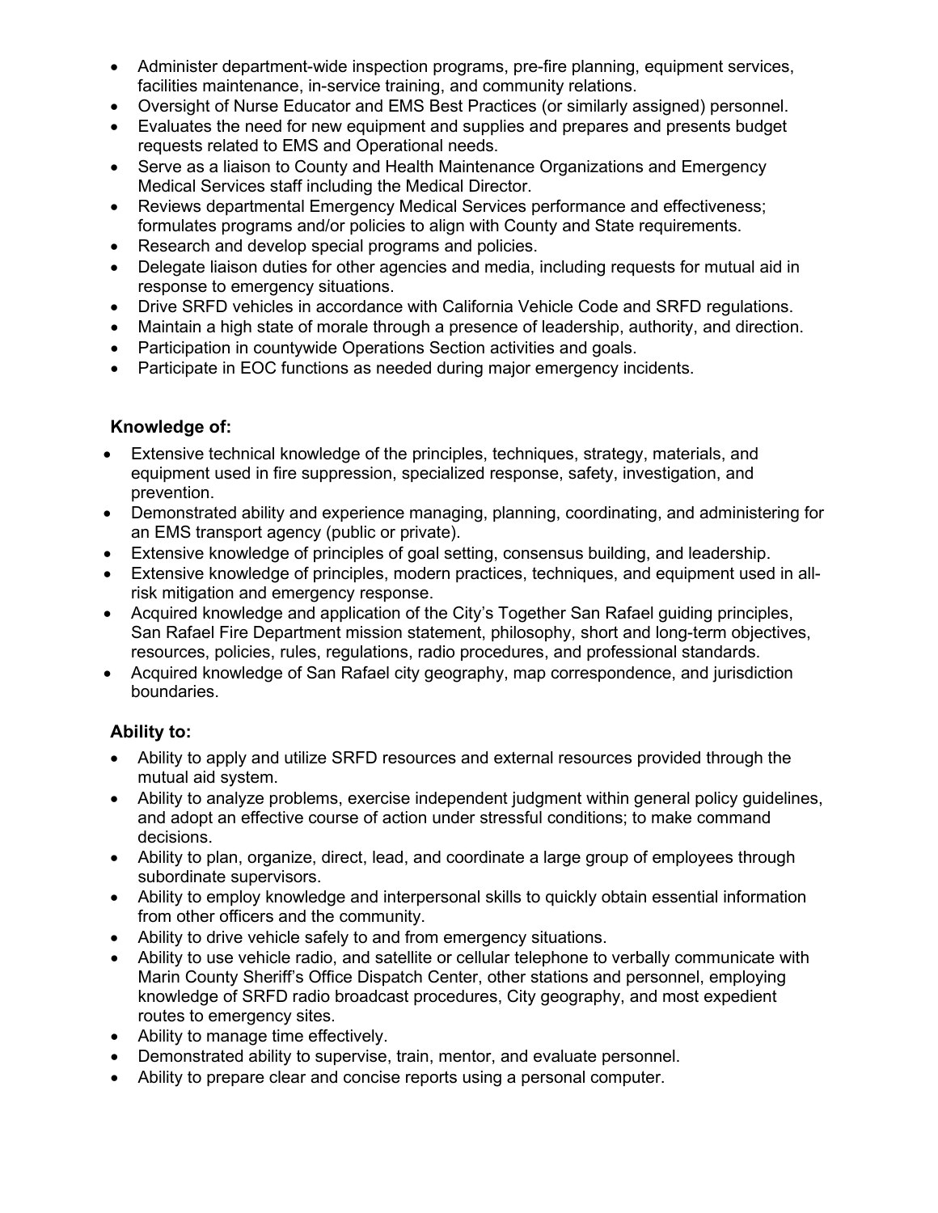- Administer department-wide inspection programs, pre-fire planning, equipment services, facilities maintenance, in-service training, and community relations.
- Oversight of Nurse Educator and EMS Best Practices (or similarly assigned) personnel.
- Evaluates the need for new equipment and supplies and prepares and presents budget requests related to EMS and Operational needs.
- Serve as a liaison to County and Health Maintenance Organizations and Emergency Medical Services staff including the Medical Director.
- Reviews departmental Emergency Medical Services performance and effectiveness; formulates programs and/or policies to align with County and State requirements.
- Research and develop special programs and policies.
- Delegate liaison duties for other agencies and media, including requests for mutual aid in response to emergency situations.
- Drive SRFD vehicles in accordance with California Vehicle Code and SRFD regulations.
- Maintain a high state of morale through a presence of leadership, authority, and direction.
- Participation in countywide Operations Section activities and goals.
- Participate in EOC functions as needed during major emergency incidents.

**Knowledge of:**

- Extensive technical knowledge of the principles, techniques, strategy, materials, and equipment used in fire suppression, specialized response, safety, investigation, and prevention.
- Demonstrated ability and experience managing, planning, coordinating, and administering for an EMS transport agency (public or private).
- Extensive knowledge of principles of goal setting, consensus building, and leadership.
- Extensive knowledge of principles, modern practices, techniques, and equipment used in all-risk mitigation and emergency response.
- Acquired knowledge and application of the City's Together San Rafael guiding principles, San Rafael Fire Department mission statement, philosophy, short and long-term objectives, resources, policies, rules, regulations, radio procedures, and professional standards.
- Acquired knowledge of San Rafael city geography, map correspondence, and jurisdiction boundaries.

**Ability to:**

- Ability to apply and utilize SRFD resources and external resources provided through the mutual aid system.
- Ability to analyze problems, exercise independent judgment within general policy guidelines, and adopt an effective course of action under stressful conditions; to make command decisions.
- Ability to plan, organize, direct, lead, and coordinate a large group of employees through subordinate supervisors.
- Ability to employ knowledge and interpersonal skills to quickly obtain essential information from other officers and the community.
- Ability to drive vehicle safely to and from emergency situations.
- Ability to use vehicle radio, and satellite or cellular telephone to verbally communicate with Marin County Sheriff's Office Dispatch Center, other stations and personnel, employing knowledge of SRFD radio broadcast procedures, City geography, and most expedient routes to emergency sites.
- Ability to manage time effectively.
- Demonstrated ability to supervise, train, mentor, and evaluate personnel.
- Ability to prepare clear and concise reports using a personal computer.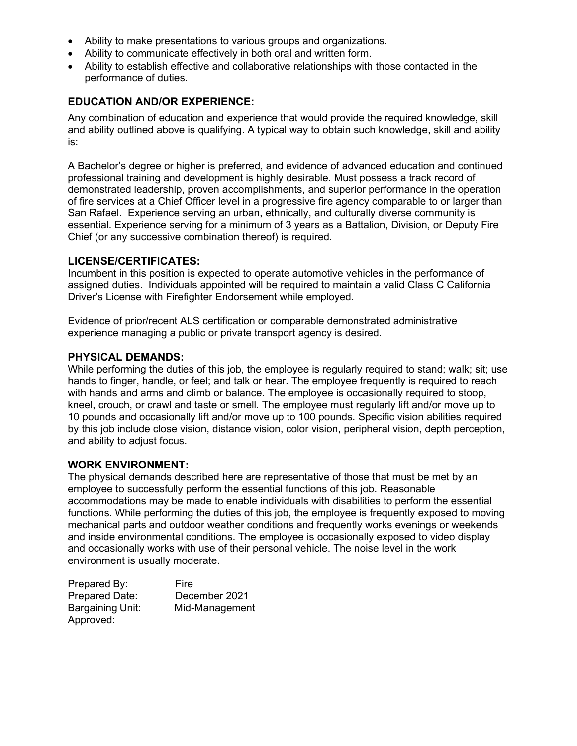- Ability to make presentations to various groups and organizations.
- Ability to communicate effectively in both oral and written form.
- Ability to establish effective and collaborative relationships with those contacted in the performance of duties.

## EDUCATION AND/OR EXPERIENCE:

Any combination of education and experience that would provide the required knowledge, skill and ability outlined above is qualifying. A typical way to obtain such knowledge, skill and ability is:

A Bachelor's degree or higher is preferred, and evidence of advanced education and continued professional training and development is highly desirable. Must possess a track record of demonstrated leadership, proven accomplishments, and superior performance in the operation of fire services at a Chief Officer level in a progressive fire agency comparable to or larger than San Rafael. Experience serving an urban, ethnically, and culturally diverse community is essential. Experience serving for a minimum of 3 years as a Battalion, Division, or Deputy Fire Chief (or any successive combination thereof) is required.

## LICENSE/CERTIFICATES:

Incumbent in this position is expected to operate automotive vehicles in the performance of assigned duties. Individuals appointed will be required to maintain a valid Class C California Driver's License with Firefighter Endorsement while employed.

Evidence of prior/recent ALS certification or comparable demonstrated administrative experience managing a public or private transport agency is desired.

## PHYSICAL DEMANDS:

While performing the duties of this job, the employee is regularly required to stand; walk; sit; use hands to finger, handle, or feel; and talk or hear. The employee frequently is required to reach with hands and arms and climb or balance. The employee is occasionally required to stoop, kneel, crouch, or crawl and taste or smell. The employee must regularly lift and/or move up to 10 pounds and occasionally lift and/or move up to 100 pounds. Specific vision abilities required by this job include close vision, distance vision, color vision, peripheral vision, depth perception, and ability to adjust focus.

## WORK ENVIRONMENT:

The physical demands described here are representative of those that must be met by an employee to successfully perform the essential functions of this job. Reasonable accommodations may be made to enable individuals with disabilities to perform the essential functions. While performing the duties of this job, the employee is frequently exposed to moving mechanical parts and outdoor weather conditions and frequently works evenings or weekends and inside environmental conditions. The employee is occasionally exposed to video display and occasionally works with use of their personal vehicle. The noise level in the work environment is usually moderate.

Prepared By: Fire
Prepared Date: December 2021
Bargaining Unit: Mid-Management
Approved: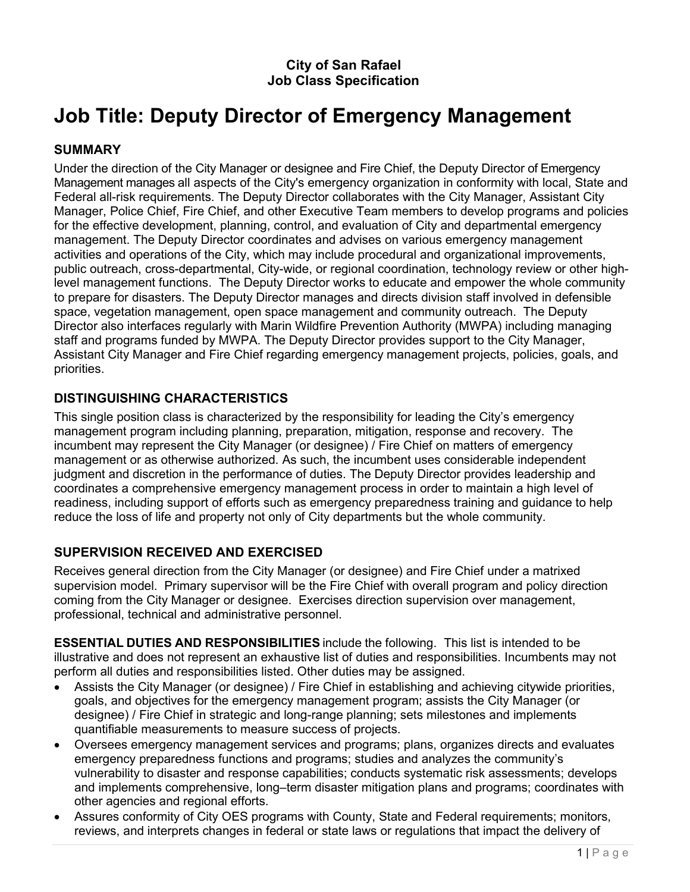**City of San Rafael**
**Job Class Specification**

# Job Title: Deputy Director of Emergency Management

## SUMMARY

Under the direction of the City Manager or designee and Fire Chief, the Deputy Director of Emergency Management manages all aspects of the City's emergency organization in conformity with local, State and Federal all-risk requirements. The Deputy Director collaborates with the City Manager, Assistant City Manager, Police Chief, Fire Chief, and other Executive Team members to develop programs and policies for the effective development, planning, control, and evaluation of City and departmental emergency management. The Deputy Director coordinates and advises on various emergency management activities and operations of the City, which may include procedural and organizational improvements, public outreach, cross-departmental, City-wide, or regional coordination, technology review or other high-level management functions. The Deputy Director works to educate and empower the whole community to prepare for disasters. The Deputy Director manages and directs division staff involved in defensible space, vegetation management, open space management and community outreach. The Deputy Director also interfaces regularly with Marin Wildfire Prevention Authority (MWPA) including managing staff and programs funded by MWPA. The Deputy Director provides support to the City Manager, Assistant City Manager and Fire Chief regarding emergency management projects, policies, goals, and priorities.

## DISTINGUISHING CHARACTERISTICS

This single position class is characterized by the responsibility for leading the City's emergency management program including planning, preparation, mitigation, response and recovery. The incumbent may represent the City Manager (or designee) / Fire Chief on matters of emergency management or as otherwise authorized. As such, the incumbent uses considerable independent judgment and discretion in the performance of duties. The Deputy Director provides leadership and coordinates a comprehensive emergency management process in order to maintain a high level of readiness, including support of efforts such as emergency preparedness training and guidance to help reduce the loss of life and property not only of City departments but the whole community.

## SUPERVISION RECEIVED AND EXERCISED

Receives general direction from the City Manager (or designee) and Fire Chief under a matrixed supervision model. Primary supervisor will be the Fire Chief with overall program and policy direction coming from the City Manager or designee. Exercises direction supervision over management, professional, technical and administrative personnel.

**ESSENTIAL DUTIES AND RESPONSIBILITIES** include the following. This list is intended to be illustrative and does not represent an exhaustive list of duties and responsibilities. Incumbents may not perform all duties and responsibilities listed. Other duties may be assigned.

- Assists the City Manager (or designee) / Fire Chief in establishing and achieving citywide priorities, goals, and objectives for the emergency management program; assists the City Manager (or designee) / Fire Chief in strategic and long-range planning; sets milestones and implements quantifiable measurements to measure success of projects.
- Oversees emergency management services and programs; plans, organizes directs and evaluates emergency preparedness functions and programs; studies and analyzes the community's vulnerability to disaster and response capabilities; conducts systematic risk assessments; develops and implements comprehensive, long–term disaster mitigation plans and programs; coordinates with other agencies and regional efforts.
- Assures conformity of City OES programs with County, State and Federal requirements; monitors, reviews, and interprets changes in federal or state laws or regulations that impact the delivery of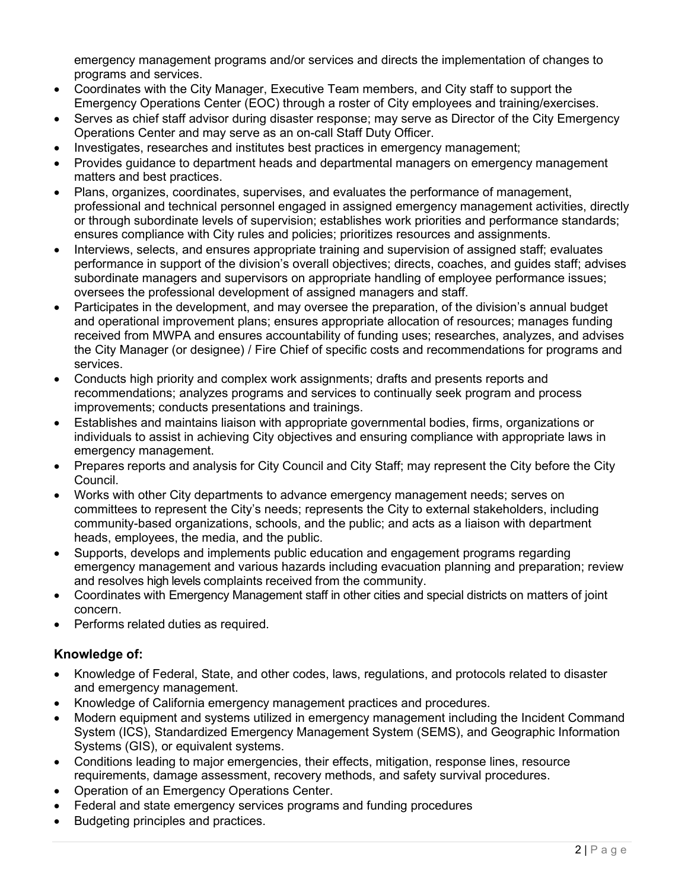emergency management programs and/or services and directs the implementation of changes to programs and services.

- Coordinates with the City Manager, Executive Team members, and City staff to support the Emergency Operations Center (EOC) through a roster of City employees and training/exercises.
- Serves as chief staff advisor during disaster response; may serve as Director of the City Emergency Operations Center and may serve as an on-call Staff Duty Officer.
- Investigates, researches and institutes best practices in emergency management;
- Provides guidance to department heads and departmental managers on emergency management matters and best practices.
- Plans, organizes, coordinates, supervises, and evaluates the performance of management, professional and technical personnel engaged in assigned emergency management activities, directly or through subordinate levels of supervision; establishes work priorities and performance standards; ensures compliance with City rules and policies; prioritizes resources and assignments.
- Interviews, selects, and ensures appropriate training and supervision of assigned staff; evaluates performance in support of the division's overall objectives; directs, coaches, and guides staff; advises subordinate managers and supervisors on appropriate handling of employee performance issues; oversees the professional development of assigned managers and staff.
- Participates in the development, and may oversee the preparation, of the division's annual budget and operational improvement plans; ensures appropriate allocation of resources; manages funding received from MWPA and ensures accountability of funding uses; researches, analyzes, and advises the City Manager (or designee) / Fire Chief of specific costs and recommendations for programs and services.
- Conducts high priority and complex work assignments; drafts and presents reports and recommendations; analyzes programs and services to continually seek program and process improvements; conducts presentations and trainings.
- Establishes and maintains liaison with appropriate governmental bodies, firms, organizations or individuals to assist in achieving City objectives and ensuring compliance with appropriate laws in emergency management.
- Prepares reports and analysis for City Council and City Staff; may represent the City before the City Council.
- Works with other City departments to advance emergency management needs; serves on committees to represent the City's needs; represents the City to external stakeholders, including community-based organizations, schools, and the public; and acts as a liaison with department heads, employees, the media, and the public.
- Supports, develops and implements public education and engagement programs regarding emergency management and various hazards including evacuation planning and preparation; review and resolves high levels complaints received from the community.
- Coordinates with Emergency Management staff in other cities and special districts on matters of joint concern.
- Performs related duties as required.

### Knowledge of:

- Knowledge of Federal, State, and other codes, laws, regulations, and protocols related to disaster and emergency management.
- Knowledge of California emergency management practices and procedures.
- Modern equipment and systems utilized in emergency management including the Incident Command System (ICS), Standardized Emergency Management System (SEMS), and Geographic Information Systems (GIS), or equivalent systems.
- Conditions leading to major emergencies, their effects, mitigation, response lines, resource requirements, damage assessment, recovery methods, and safety survival procedures.
- Operation of an Emergency Operations Center.
- Federal and state emergency services programs and funding procedures
- Budgeting principles and practices.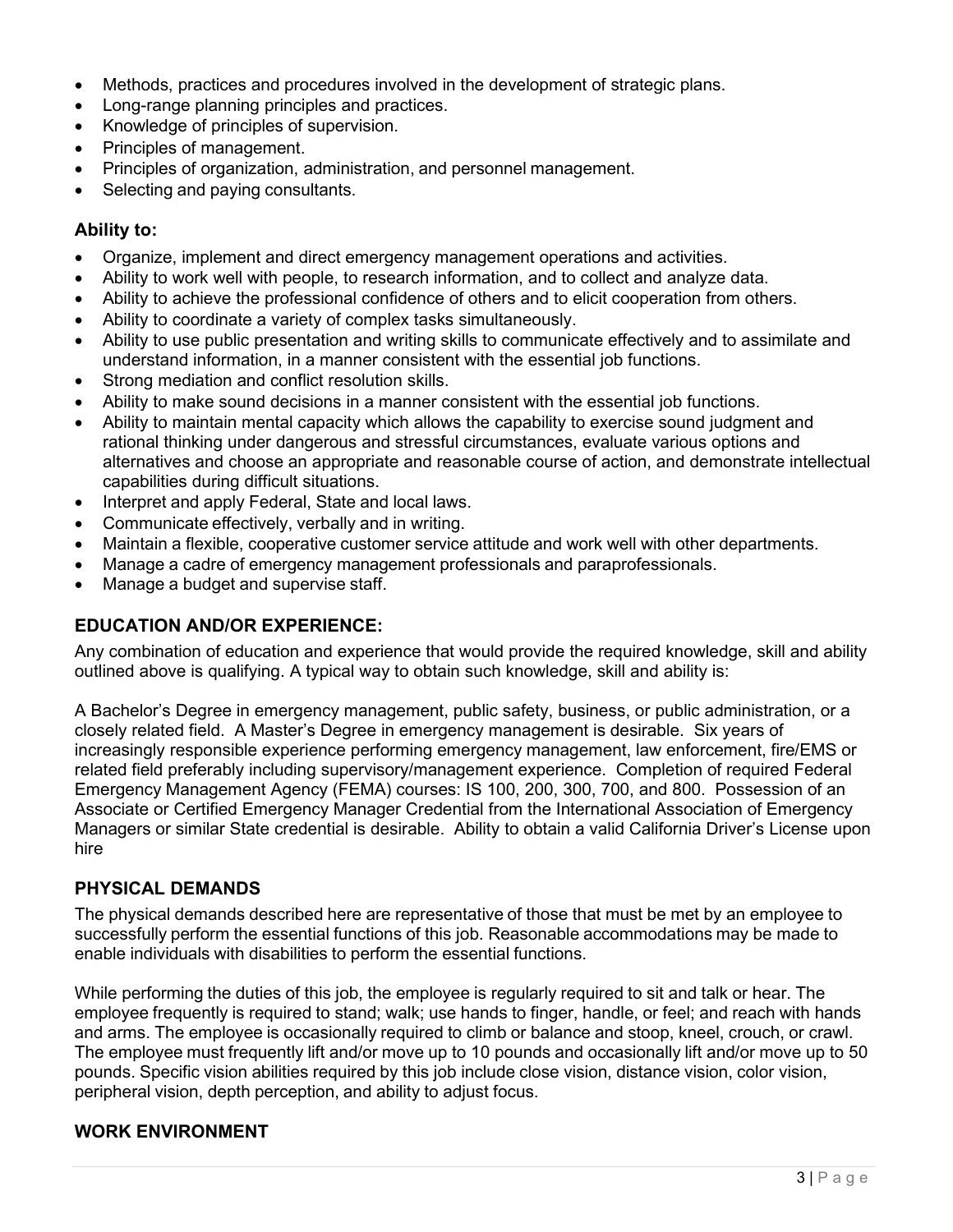- Methods, practices and procedures involved in the development of strategic plans.
- Long-range planning principles and practices.
- Knowledge of principles of supervision.
- Principles of management.
- Principles of organization, administration, and personnel management.
- Selecting and paying consultants.

### Ability to:

- Organize, implement and direct emergency management operations and activities.
- Ability to work well with people, to research information, and to collect and analyze data.
- Ability to achieve the professional confidence of others and to elicit cooperation from others.
- Ability to coordinate a variety of complex tasks simultaneously.
- Ability to use public presentation and writing skills to communicate effectively and to assimilate and understand information, in a manner consistent with the essential job functions.
- Strong mediation and conflict resolution skills.
- Ability to make sound decisions in a manner consistent with the essential job functions.
- Ability to maintain mental capacity which allows the capability to exercise sound judgment and rational thinking under dangerous and stressful circumstances, evaluate various options and alternatives and choose an appropriate and reasonable course of action, and demonstrate intellectual capabilities during difficult situations.
- Interpret and apply Federal, State and local laws.
- Communicate effectively, verbally and in writing.
- Maintain a flexible, cooperative customer service attitude and work well with other departments.
- Manage a cadre of emergency management professionals and paraprofessionals.
- Manage a budget and supervise staff.

## EDUCATION AND/OR EXPERIENCE:

Any combination of education and experience that would provide the required knowledge, skill and ability outlined above is qualifying. A typical way to obtain such knowledge, skill and ability is:

A Bachelor's Degree in emergency management, public safety, business, or public administration, or a closely related field. A Master's Degree in emergency management is desirable. Six years of increasingly responsible experience performing emergency management, law enforcement, fire/EMS or related field preferably including supervisory/management experience. Completion of required Federal Emergency Management Agency (FEMA) courses: IS 100, 200, 300, 700, and 800. Possession of an Associate or Certified Emergency Manager Credential from the International Association of Emergency Managers or similar State credential is desirable. Ability to obtain a valid California Driver's License upon hire

## PHYSICAL DEMANDS

The physical demands described here are representative of those that must be met by an employee to successfully perform the essential functions of this job. Reasonable accommodations may be made to enable individuals with disabilities to perform the essential functions.

While performing the duties of this job, the employee is regularly required to sit and talk or hear. The employee frequently is required to stand; walk; use hands to finger, handle, or feel; and reach with hands and arms. The employee is occasionally required to climb or balance and stoop, kneel, crouch, or crawl. The employee must frequently lift and/or move up to 10 pounds and occasionally lift and/or move up to 50 pounds. Specific vision abilities required by this job include close vision, distance vision, color vision, peripheral vision, depth perception, and ability to adjust focus.

## WORK ENVIRONMENT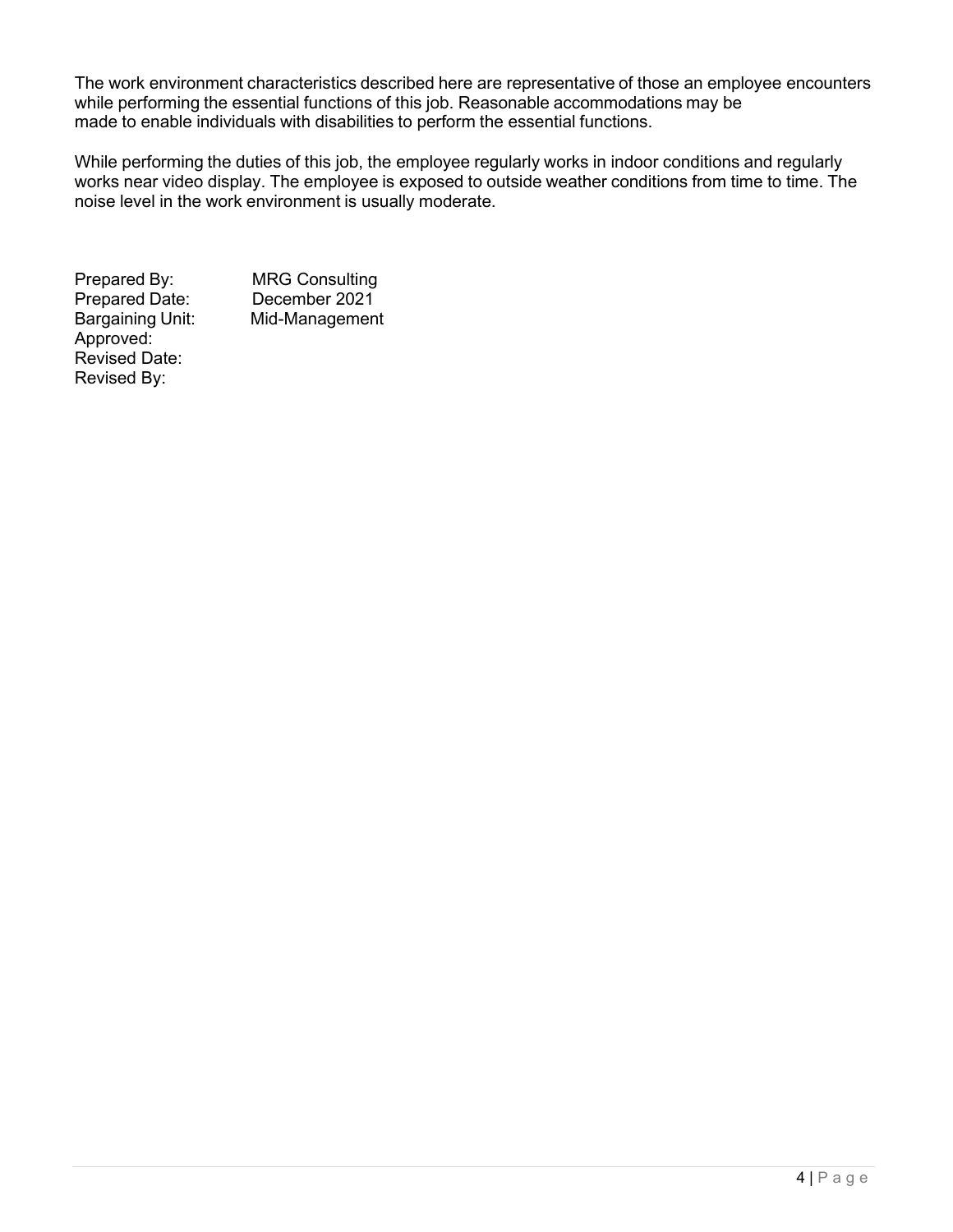The work environment characteristics described here are representative of those an employee encounters while performing the essential functions of this job. Reasonable accommodations may be made to enable individuals with disabilities to perform the essential functions.

While performing the duties of this job, the employee regularly works in indoor conditions and regularly works near video display. The employee is exposed to outside weather conditions from time to time. The noise level in the work environment is usually moderate.

Prepared By: MRG Consulting
Prepared Date: December 2021
Bargaining Unit: Mid-Management
Approved:
Revised Date:
Revised By: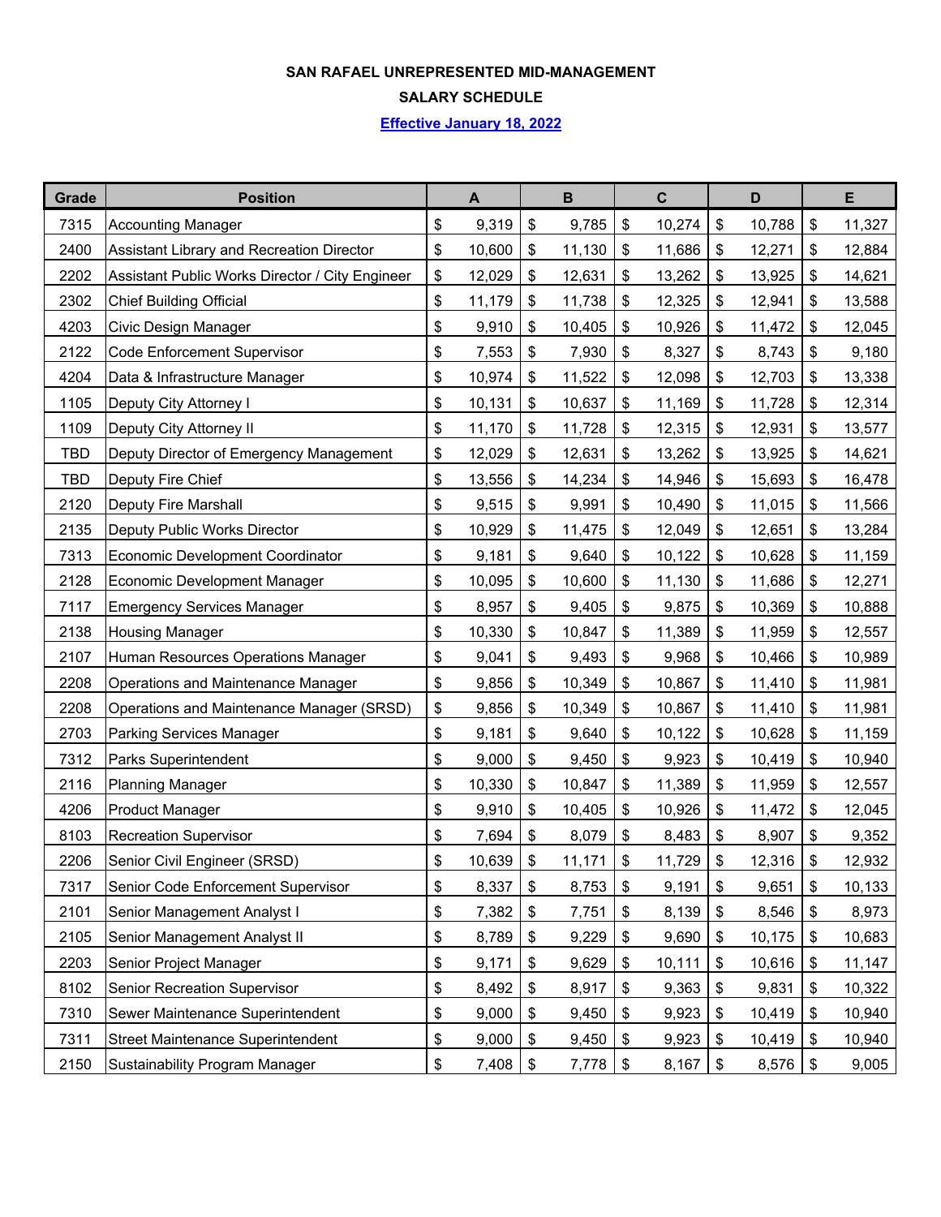**SAN RAFAEL UNREPRESENTED MID-MANAGEMENT**

**SALARY SCHEDULE**

**Effective January 18, 2022**

| Grade | Position | A | B | C | D | E |
|---|---|---|---|---|---|---|
| 7315 | Accounting Manager | $ 9,319 | $ 9,785 | $ 10,274 | $ 10,788 | $ 11,327 |
| 2400 | Assistant Library and Recreation Director | $ 10,600 | $ 11,130 | $ 11,686 | $ 12,271 | $ 12,884 |
| 2202 | Assistant Public Works Director / City Engineer | $ 12,029 | $ 12,631 | $ 13,262 | $ 13,925 | $ 14,621 |
| 2302 | Chief Building Official | $ 11,179 | $ 11,738 | $ 12,325 | $ 12,941 | $ 13,588 |
| 4203 | Civic Design Manager | $ 9,910 | $ 10,405 | $ 10,926 | $ 11,472 | $ 12,045 |
| 2122 | Code Enforcement Supervisor | $ 7,553 | $ 7,930 | $ 8,327 | $ 8,743 | $ 9,180 |
| 4204 | Data & Infrastructure Manager | $ 10,974 | $ 11,522 | $ 12,098 | $ 12,703 | $ 13,338 |
| 1105 | Deputy City Attorney I | $ 10,131 | $ 10,637 | $ 11,169 | $ 11,728 | $ 12,314 |
| 1109 | Deputy City Attorney II | $ 11,170 | $ 11,728 | $ 12,315 | $ 12,931 | $ 13,577 |
| TBD | Deputy Director of Emergency Management | $ 12,029 | $ 12,631 | $ 13,262 | $ 13,925 | $ 14,621 |
| TBD | Deputy Fire Chief | $ 13,556 | $ 14,234 | $ 14,946 | $ 15,693 | $ 16,478 |
| 2120 | Deputy Fire Marshall | $ 9,515 | $ 9,991 | $ 10,490 | $ 11,015 | $ 11,566 |
| 2135 | Deputy Public Works Director | $ 10,929 | $ 11,475 | $ 12,049 | $ 12,651 | $ 13,284 |
| 7313 | Economic Development Coordinator | $ 9,181 | $ 9,640 | $ 10,122 | $ 10,628 | $ 11,159 |
| 2128 | Economic Development Manager | $ 10,095 | $ 10,600 | $ 11,130 | $ 11,686 | $ 12,271 |
| 7117 | Emergency Services Manager | $ 8,957 | $ 9,405 | $ 9,875 | $ 10,369 | $ 10,888 |
| 2138 | Housing Manager | $ 10,330 | $ 10,847 | $ 11,389 | $ 11,959 | $ 12,557 |
| 2107 | Human Resources Operations Manager | $ 9,041 | $ 9,493 | $ 9,968 | $ 10,466 | $ 10,989 |
| 2208 | Operations and Maintenance Manager | $ 9,856 | $ 10,349 | $ 10,867 | $ 11,410 | $ 11,981 |
| 2208 | Operations and Maintenance Manager (SRSD) | $ 9,856 | $ 10,349 | $ 10,867 | $ 11,410 | $ 11,981 |
| 2703 | Parking Services Manager | $ 9,181 | $ 9,640 | $ 10,122 | $ 10,628 | $ 11,159 |
| 7312 | Parks Superintendent | $ 9,000 | $ 9,450 | $ 9,923 | $ 10,419 | $ 10,940 |
| 2116 | Planning Manager | $ 10,330 | $ 10,847 | $ 11,389 | $ 11,959 | $ 12,557 |
| 4206 | Product Manager | $ 9,910 | $ 10,405 | $ 10,926 | $ 11,472 | $ 12,045 |
| 8103 | Recreation Supervisor | $ 7,694 | $ 8,079 | $ 8,483 | $ 8,907 | $ 9,352 |
| 2206 | Senior Civil Engineer (SRSD) | $ 10,639 | $ 11,171 | $ 11,729 | $ 12,316 | $ 12,932 |
| 7317 | Senior Code Enforcement Supervisor | $ 8,337 | $ 8,753 | $ 9,191 | $ 9,651 | $ 10,133 |
| 2101 | Senior Management Analyst I | $ 7,382 | $ 7,751 | $ 8,139 | $ 8,546 | $ 8,973 |
| 2105 | Senior Management Analyst II | $ 8,789 | $ 9,229 | $ 9,690 | $ 10,175 | $ 10,683 |
| 2203 | Senior Project Manager | $ 9,171 | $ 9,629 | $ 10,111 | $ 10,616 | $ 11,147 |
| 8102 | Senior Recreation Supervisor | $ 8,492 | $ 8,917 | $ 9,363 | $ 9,831 | $ 10,322 |
| 7310 | Sewer Maintenance Superintendent | $ 9,000 | $ 9,450 | $ 9,923 | $ 10,419 | $ 10,940 |
| 7311 | Street Maintenance Superintendent | $ 9,000 | $ 9,450 | $ 9,923 | $ 10,419 | $ 10,940 |
| 2150 | Sustainability Program Manager | $ 7,408 | $ 7,778 | $ 8,167 | $ 8,576 | $ 9,005 |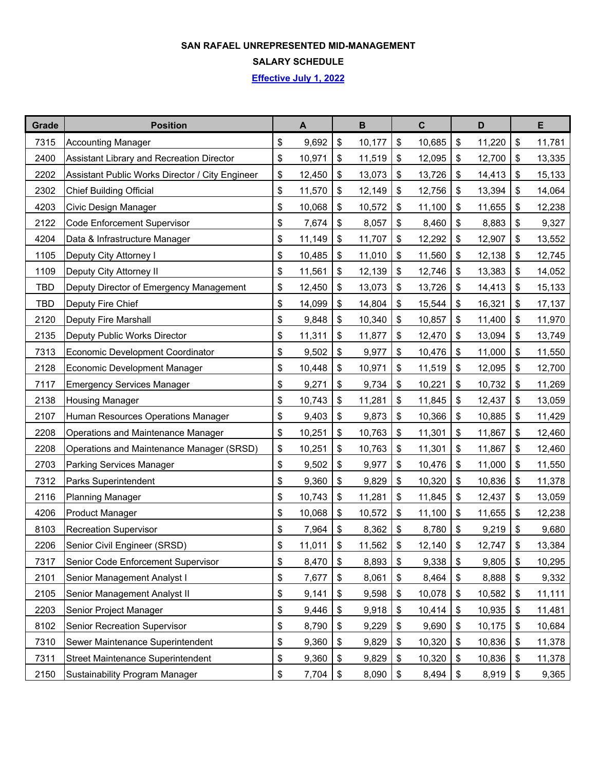**SAN RAFAEL UNREPRESENTED MID-MANAGEMENT**

**SALARY SCHEDULE**

**Effective July 1, 2022**

| Grade | Position | A | B | C | D | E |
|---|---|---|---|---|---|---|
| 7315 | Accounting Manager | $ 9,692 | $ 10,177 | $ 10,685 | $ 11,220 | $ 11,781 |
| 2400 | Assistant Library and Recreation Director | $ 10,971 | $ 11,519 | $ 12,095 | $ 12,700 | $ 13,335 |
| 2202 | Assistant Public Works Director / City Engineer | $ 12,450 | $ 13,073 | $ 13,726 | $ 14,413 | $ 15,133 |
| 2302 | Chief Building Official | $ 11,570 | $ 12,149 | $ 12,756 | $ 13,394 | $ 14,064 |
| 4203 | Civic Design Manager | $ 10,068 | $ 10,572 | $ 11,100 | $ 11,655 | $ 12,238 |
| 2122 | Code Enforcement Supervisor | $ 7,674 | $ 8,057 | $ 8,460 | $ 8,883 | $ 9,327 |
| 4204 | Data & Infrastructure Manager | $ 11,149 | $ 11,707 | $ 12,292 | $ 12,907 | $ 13,552 |
| 1105 | Deputy City Attorney I | $ 10,485 | $ 11,010 | $ 11,560 | $ 12,138 | $ 12,745 |
| 1109 | Deputy City Attorney II | $ 11,561 | $ 12,139 | $ 12,746 | $ 13,383 | $ 14,052 |
| TBD | Deputy Director of Emergency Management | $ 12,450 | $ 13,073 | $ 13,726 | $ 14,413 | $ 15,133 |
| TBD | Deputy Fire Chief | $ 14,099 | $ 14,804 | $ 15,544 | $ 16,321 | $ 17,137 |
| 2120 | Deputy Fire Marshall | $ 9,848 | $ 10,340 | $ 10,857 | $ 11,400 | $ 11,970 |
| 2135 | Deputy Public Works Director | $ 11,311 | $ 11,877 | $ 12,470 | $ 13,094 | $ 13,749 |
| 7313 | Economic Development Coordinator | $ 9,502 | $ 9,977 | $ 10,476 | $ 11,000 | $ 11,550 |
| 2128 | Economic Development Manager | $ 10,448 | $ 10,971 | $ 11,519 | $ 12,095 | $ 12,700 |
| 7117 | Emergency Services Manager | $ 9,271 | $ 9,734 | $ 10,221 | $ 10,732 | $ 11,269 |
| 2138 | Housing Manager | $ 10,743 | $ 11,281 | $ 11,845 | $ 12,437 | $ 13,059 |
| 2107 | Human Resources Operations Manager | $ 9,403 | $ 9,873 | $ 10,366 | $ 10,885 | $ 11,429 |
| 2208 | Operations and Maintenance Manager | $ 10,251 | $ 10,763 | $ 11,301 | $ 11,867 | $ 12,460 |
| 2208 | Operations and Maintenance Manager (SRSD) | $ 10,251 | $ 10,763 | $ 11,301 | $ 11,867 | $ 12,460 |
| 2703 | Parking Services Manager | $ 9,502 | $ 9,977 | $ 10,476 | $ 11,000 | $ 11,550 |
| 7312 | Parks Superintendent | $ 9,360 | $ 9,829 | $ 10,320 | $ 10,836 | $ 11,378 |
| 2116 | Planning Manager | $ 10,743 | $ 11,281 | $ 11,845 | $ 12,437 | $ 13,059 |
| 4206 | Product Manager | $ 10,068 | $ 10,572 | $ 11,100 | $ 11,655 | $ 12,238 |
| 8103 | Recreation Supervisor | $ 7,964 | $ 8,362 | $ 8,780 | $ 9,219 | $ 9,680 |
| 2206 | Senior Civil Engineer (SRSD) | $ 11,011 | $ 11,562 | $ 12,140 | $ 12,747 | $ 13,384 |
| 7317 | Senior Code Enforcement Supervisor | $ 8,470 | $ 8,893 | $ 9,338 | $ 9,805 | $ 10,295 |
| 2101 | Senior Management Analyst I | $ 7,677 | $ 8,061 | $ 8,464 | $ 8,888 | $ 9,332 |
| 2105 | Senior Management Analyst II | $ 9,141 | $ 9,598 | $ 10,078 | $ 10,582 | $ 11,111 |
| 2203 | Senior Project Manager | $ 9,446 | $ 9,918 | $ 10,414 | $ 10,935 | $ 11,481 |
| 8102 | Senior Recreation Supervisor | $ 8,790 | $ 9,229 | $ 9,690 | $ 10,175 | $ 10,684 |
| 7310 | Sewer Maintenance Superintendent | $ 9,360 | $ 9,829 | $ 10,320 | $ 10,836 | $ 11,378 |
| 7311 | Street Maintenance Superintendent | $ 9,360 | $ 9,829 | $ 10,320 | $ 10,836 | $ 11,378 |
| 2150 | Sustainability Program Manager | $ 7,704 | $ 8,090 | $ 8,494 | $ 8,919 | $ 9,365 |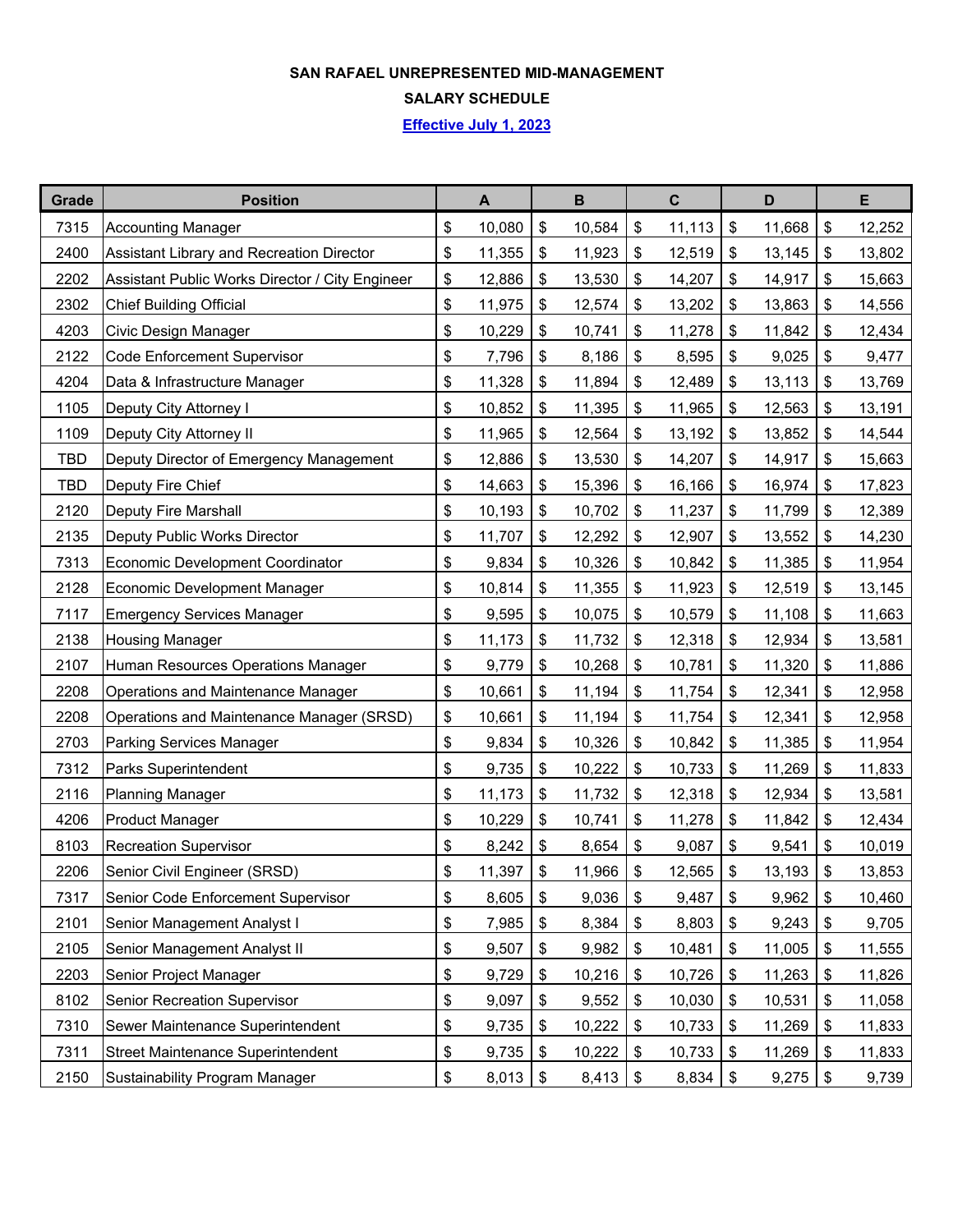**SAN RAFAEL UNREPRESENTED MID-MANAGEMENT**

**SALARY SCHEDULE**

**Effective July 1, 2023**

| Grade | Position | A | B | C | D | E |
|---|---|---|---|---|---|---|
| 7315 | Accounting Manager | $ 10,080 | $ 10,584 | $ 11,113 | $ 11,668 | $ 12,252 |
| 2400 | Assistant Library and Recreation Director | $ 11,355 | $ 11,923 | $ 12,519 | $ 13,145 | $ 13,802 |
| 2202 | Assistant Public Works Director / City Engineer | $ 12,886 | $ 13,530 | $ 14,207 | $ 14,917 | $ 15,663 |
| 2302 | Chief Building Official | $ 11,975 | $ 12,574 | $ 13,202 | $ 13,863 | $ 14,556 |
| 4203 | Civic Design Manager | $ 10,229 | $ 10,741 | $ 11,278 | $ 11,842 | $ 12,434 |
| 2122 | Code Enforcement Supervisor | $ 7,796 | $ 8,186 | $ 8,595 | $ 9,025 | $ 9,477 |
| 4204 | Data & Infrastructure Manager | $ 11,328 | $ 11,894 | $ 12,489 | $ 13,113 | $ 13,769 |
| 1105 | Deputy City Attorney I | $ 10,852 | $ 11,395 | $ 11,965 | $ 12,563 | $ 13,191 |
| 1109 | Deputy City Attorney II | $ 11,965 | $ 12,564 | $ 13,192 | $ 13,852 | $ 14,544 |
| TBD | Deputy Director of Emergency Management | $ 12,886 | $ 13,530 | $ 14,207 | $ 14,917 | $ 15,663 |
| TBD | Deputy Fire Chief | $ 14,663 | $ 15,396 | $ 16,166 | $ 16,974 | $ 17,823 |
| 2120 | Deputy Fire Marshall | $ 10,193 | $ 10,702 | $ 11,237 | $ 11,799 | $ 12,389 |
| 2135 | Deputy Public Works Director | $ 11,707 | $ 12,292 | $ 12,907 | $ 13,552 | $ 14,230 |
| 7313 | Economic Development Coordinator | $ 9,834 | $ 10,326 | $ 10,842 | $ 11,385 | $ 11,954 |
| 2128 | Economic Development Manager | $ 10,814 | $ 11,355 | $ 11,923 | $ 12,519 | $ 13,145 |
| 7117 | Emergency Services Manager | $ 9,595 | $ 10,075 | $ 10,579 | $ 11,108 | $ 11,663 |
| 2138 | Housing Manager | $ 11,173 | $ 11,732 | $ 12,318 | $ 12,934 | $ 13,581 |
| 2107 | Human Resources Operations Manager | $ 9,779 | $ 10,268 | $ 10,781 | $ 11,320 | $ 11,886 |
| 2208 | Operations and Maintenance Manager | $ 10,661 | $ 11,194 | $ 11,754 | $ 12,341 | $ 12,958 |
| 2208 | Operations and Maintenance Manager (SRSD) | $ 10,661 | $ 11,194 | $ 11,754 | $ 12,341 | $ 12,958 |
| 2703 | Parking Services Manager | $ 9,834 | $ 10,326 | $ 10,842 | $ 11,385 | $ 11,954 |
| 7312 | Parks Superintendent | $ 9,735 | $ 10,222 | $ 10,733 | $ 11,269 | $ 11,833 |
| 2116 | Planning Manager | $ 11,173 | $ 11,732 | $ 12,318 | $ 12,934 | $ 13,581 |
| 4206 | Product Manager | $ 10,229 | $ 10,741 | $ 11,278 | $ 11,842 | $ 12,434 |
| 8103 | Recreation Supervisor | $ 8,242 | $ 8,654 | $ 9,087 | $ 9,541 | $ 10,019 |
| 2206 | Senior Civil Engineer (SRSD) | $ 11,397 | $ 11,966 | $ 12,565 | $ 13,193 | $ 13,853 |
| 7317 | Senior Code Enforcement Supervisor | $ 8,605 | $ 9,036 | $ 9,487 | $ 9,962 | $ 10,460 |
| 2101 | Senior Management Analyst I | $ 7,985 | $ 8,384 | $ 8,803 | $ 9,243 | $ 9,705 |
| 2105 | Senior Management Analyst II | $ 9,507 | $ 9,982 | $ 10,481 | $ 11,005 | $ 11,555 |
| 2203 | Senior Project Manager | $ 9,729 | $ 10,216 | $ 10,726 | $ 11,263 | $ 11,826 |
| 8102 | Senior Recreation Supervisor | $ 9,097 | $ 9,552 | $ 10,030 | $ 10,531 | $ 11,058 |
| 7310 | Sewer Maintenance Superintendent | $ 9,735 | $ 10,222 | $ 10,733 | $ 11,269 | $ 11,833 |
| 7311 | Street Maintenance Superintendent | $ 9,735 | $ 10,222 | $ 10,733 | $ 11,269 | $ 11,833 |
| 2150 | Sustainability Program Manager | $ 8,013 | $ 8,413 | $ 8,834 | $ 9,275 | $ 9,739 |